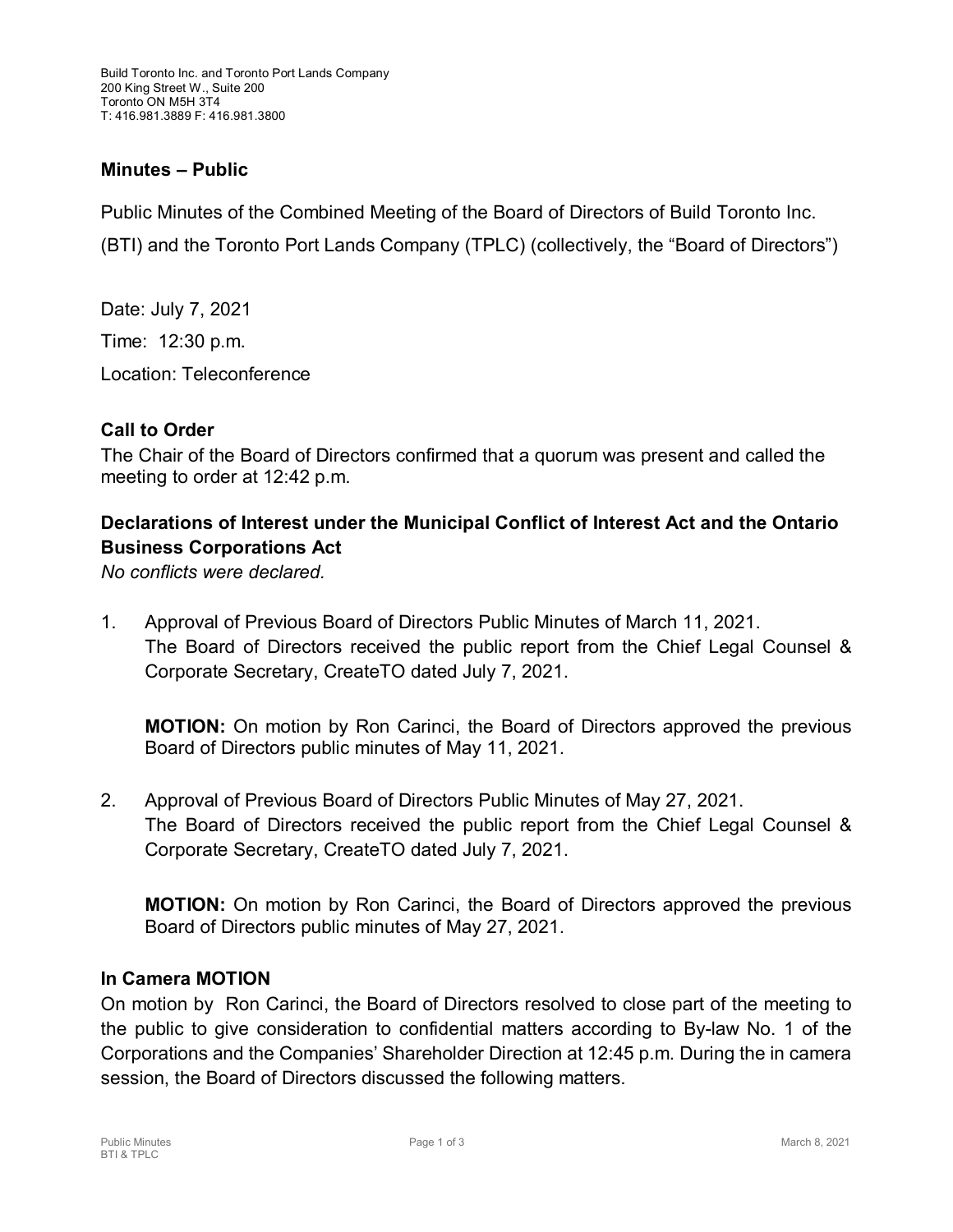Build Toronto Inc. and Toronto Port Lands Company
200 King Street W., Suite 200
Toronto ON M5H 3T4
T: 416.981.3889 F: 416.981.3800

## Minutes – Public

Public Minutes of the Combined Meeting of the Board of Directors of Build Toronto Inc. (BTI) and the Toronto Port Lands Company (TPLC) (collectively, the "Board of Directors")

Date: July 7, 2021

Time: 12:30 p.m.

Location: Teleconference

### Call to Order

The Chair of the Board of Directors confirmed that a quorum was present and called the meeting to order at 12:42 p.m.

### Declarations of Interest under the Municipal Conflict of Interest Act and the Ontario Business Corporations Act

*No conflicts were declared.*

1. Approval of Previous Board of Directors Public Minutes of March 11, 2021.
   The Board of Directors received the public report from the Chief Legal Counsel & Corporate Secretary, CreateTO dated July 7, 2021.

   **MOTION:** On motion by Ron Carinci, the Board of Directors approved the previous Board of Directors public minutes of May 11, 2021.

2. Approval of Previous Board of Directors Public Minutes of May 27, 2021.
   The Board of Directors received the public report from the Chief Legal Counsel & Corporate Secretary, CreateTO dated July 7, 2021.

   **MOTION:** On motion by Ron Carinci, the Board of Directors approved the previous Board of Directors public minutes of May 27, 2021.

### In Camera MOTION

On motion by Ron Carinci, the Board of Directors resolved to close part of the meeting to the public to give consideration to confidential matters according to By-law No. 1 of the Corporations and the Companies' Shareholder Direction at 12:45 p.m. During the in camera session, the Board of Directors discussed the following matters.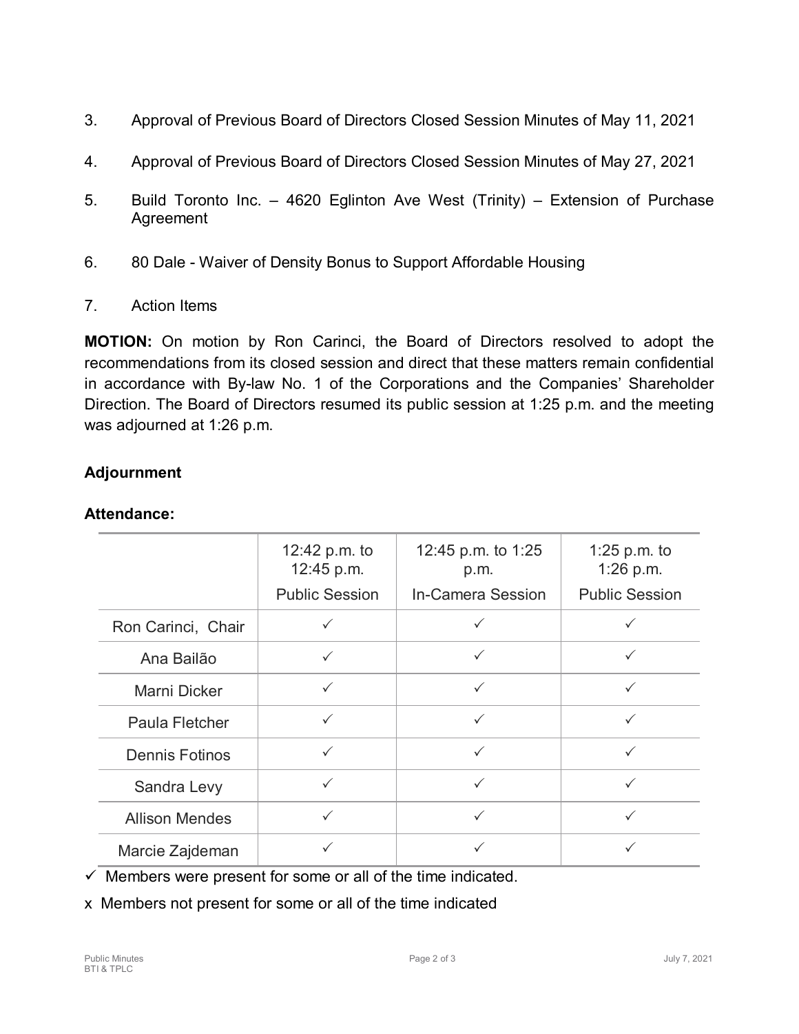3. Approval of Previous Board of Directors Closed Session Minutes of May 11, 2021

4. Approval of Previous Board of Directors Closed Session Minutes of May 27, 2021

5. Build Toronto Inc. – 4620 Eglinton Ave West (Trinity) – Extension of Purchase Agreement

6. 80 Dale - Waiver of Density Bonus to Support Affordable Housing

7. Action Items

**MOTION:** On motion by Ron Carinci, the Board of Directors resolved to adopt the recommendations from its closed session and direct that these matters remain confidential in accordance with By-law No. 1 of the Corporations and the Companies' Shareholder Direction. The Board of Directors resumed its public session at 1:25 p.m. and the meeting was adjourned at 1:26 p.m.

**Adjournment**

**Attendance:**

| | 12:42 p.m. to 12:45 p.m. Public Session | 12:45 p.m. to 1:25 p.m. In-Camera Session | 1:25 p.m. to 1:26 p.m. Public Session |
|---|---|---|---|
| Ron Carinci, Chair | ✓ | ✓ | ✓ |
| Ana Bailão | ✓ | ✓ | ✓ |
| Marni Dicker | ✓ | ✓ | ✓ |
| Paula Fletcher | ✓ | ✓ | ✓ |
| Dennis Fotinos | ✓ | ✓ | ✓ |
| Sandra Levy | ✓ | ✓ | ✓ |
| Allison Mendes | ✓ | ✓ | ✓ |
| Marcie Zajdeman | ✓ | ✓ | ✓ |

✓ Members were present for some or all of the time indicated.

x Members not present for some or all of the time indicated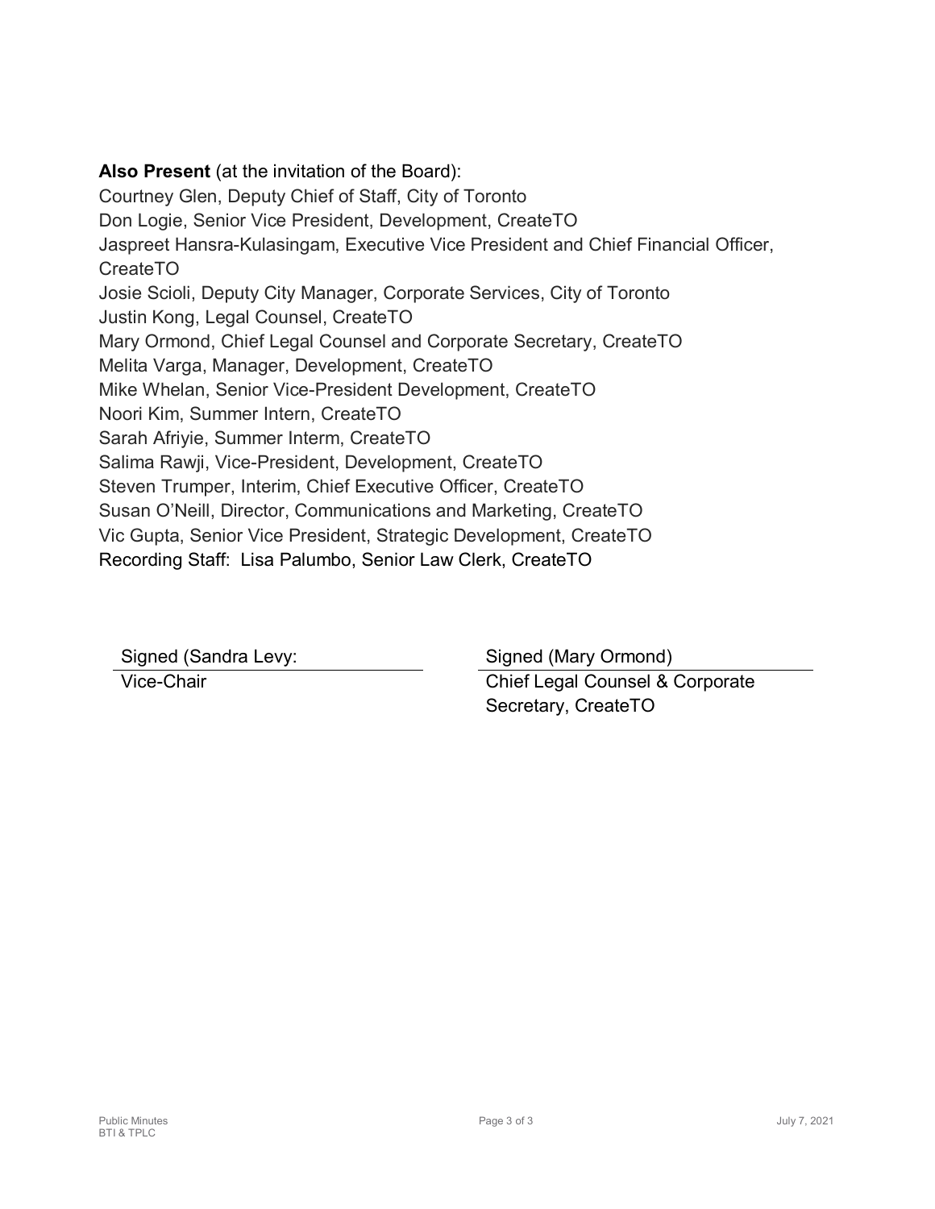**Also Present** (at the invitation of the Board):

Courtney Glen, Deputy Chief of Staff, City of Toronto
Don Logie, Senior Vice President, Development, CreateTO
Jaspreet Hansra-Kulasingam, Executive Vice President and Chief Financial Officer, CreateTO
Josie Scioli, Deputy City Manager, Corporate Services, City of Toronto
Justin Kong, Legal Counsel, CreateTO
Mary Ormond, Chief Legal Counsel and Corporate Secretary, CreateTO
Melita Varga, Manager, Development, CreateTO
Mike Whelan, Senior Vice-President Development, CreateTO
Noori Kim, Summer Intern, CreateTO
Sarah Afriyie, Summer Interm, CreateTO
Salima Rawji, Vice-President, Development, CreateTO
Steven Trumper, Interim, Chief Executive Officer, CreateTO
Susan O'Neill, Director, Communications and Marketing, CreateTO
Vic Gupta, Senior Vice President, Strategic Development, CreateTO
Recording Staff: Lisa Palumbo, Senior Law Clerk, CreateTO

Signed (Sandra Levy:
Vice-Chair

Signed (Mary Ormond)
Chief Legal Counsel & Corporate Secretary, CreateTO